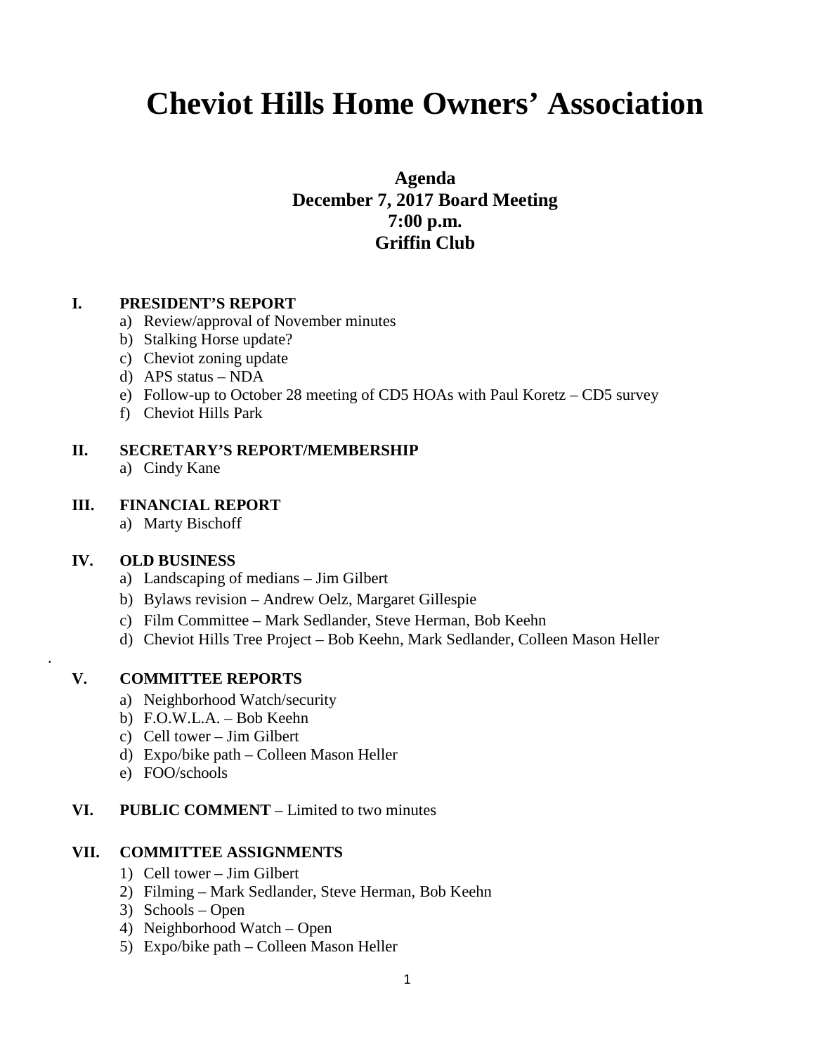# Cheviot Hills Home Owners' Association

**Agenda**
**December 7, 2017 Board Meeting**
**7:00 p.m.**
**Griffin Club**

**I. PRESIDENT'S REPORT**

a) Review/approval of November minutes
b) Stalking Horse update?
c) Cheviot zoning update
d) APS status – NDA
e) Follow-up to October 28 meeting of CD5 HOAs with Paul Koretz – CD5 survey
f) Cheviot Hills Park

**II. SECRETARY'S REPORT/MEMBERSHIP**

a) Cindy Kane

**III. FINANCIAL REPORT**

a) Marty Bischoff

**IV. OLD BUSINESS**

a) Landscaping of medians – Jim Gilbert
b) Bylaws revision – Andrew Oelz, Margaret Gillespie
c) Film Committee – Mark Sedlander, Steve Herman, Bob Keehn
d) Cheviot Hills Tree Project – Bob Keehn, Mark Sedlander, Colleen Mason Heller

**V. COMMITTEE REPORTS**

a) Neighborhood Watch/security
b) F.O.W.L.A. – Bob Keehn
c) Cell tower – Jim Gilbert
d) Expo/bike path – Colleen Mason Heller
e) FOO/schools

**VI. PUBLIC COMMENT** – Limited to two minutes

**VII. COMMITTEE ASSIGNMENTS**

1) Cell tower – Jim Gilbert
2) Filming – Mark Sedlander, Steve Herman, Bob Keehn
3) Schools – Open
4) Neighborhood Watch – Open
5) Expo/bike path – Colleen Mason Heller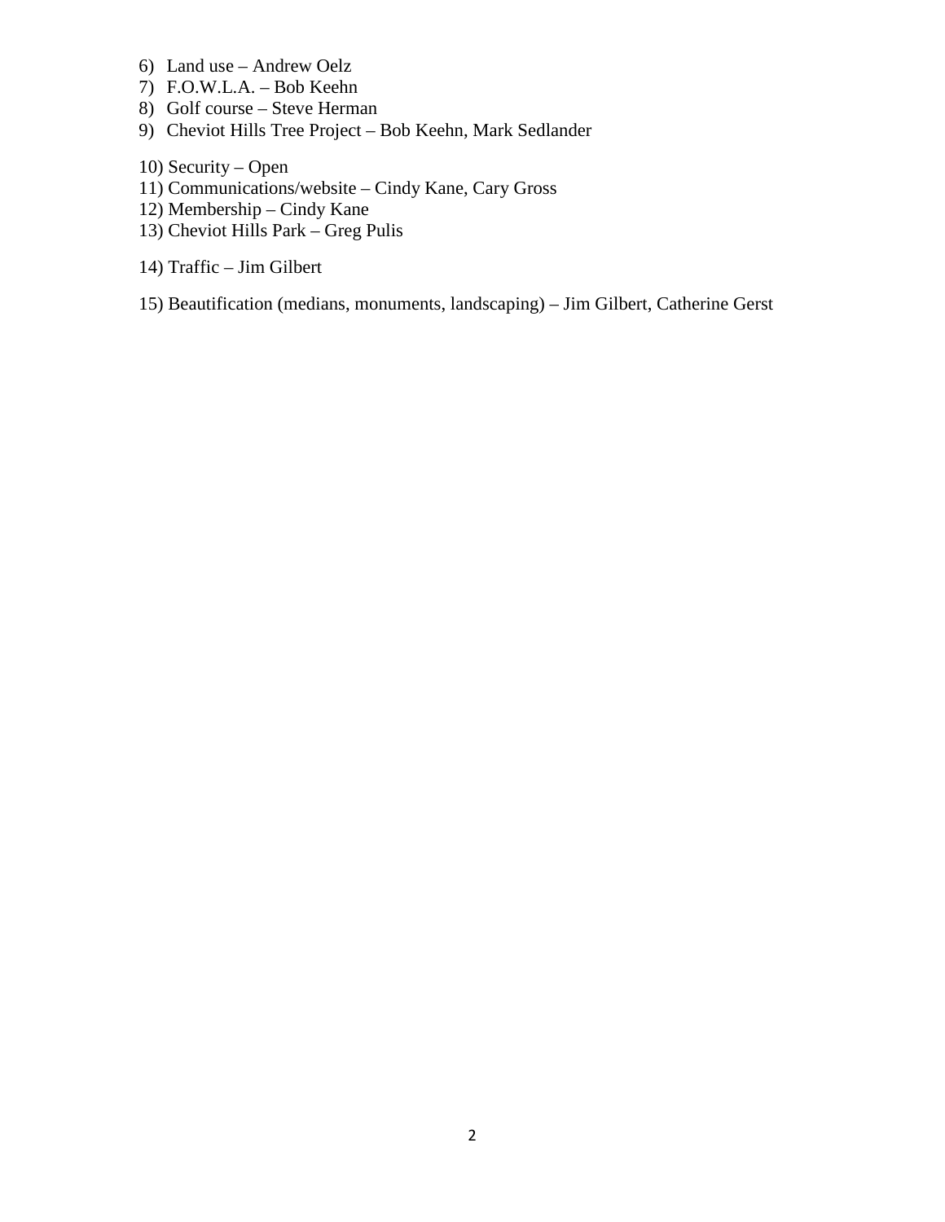6) Land use – Andrew Oelz
7) F.O.W.L.A. – Bob Keehn
8) Golf course – Steve Herman
9) Cheviot Hills Tree Project – Bob Keehn, Mark Sedlander

10) Security – Open
11) Communications/website – Cindy Kane, Cary Gross
12) Membership – Cindy Kane
13) Cheviot Hills Park – Greg Pulis

14) Traffic – Jim Gilbert

15) Beautification (medians, monuments, landscaping) – Jim Gilbert, Catherine Gerst